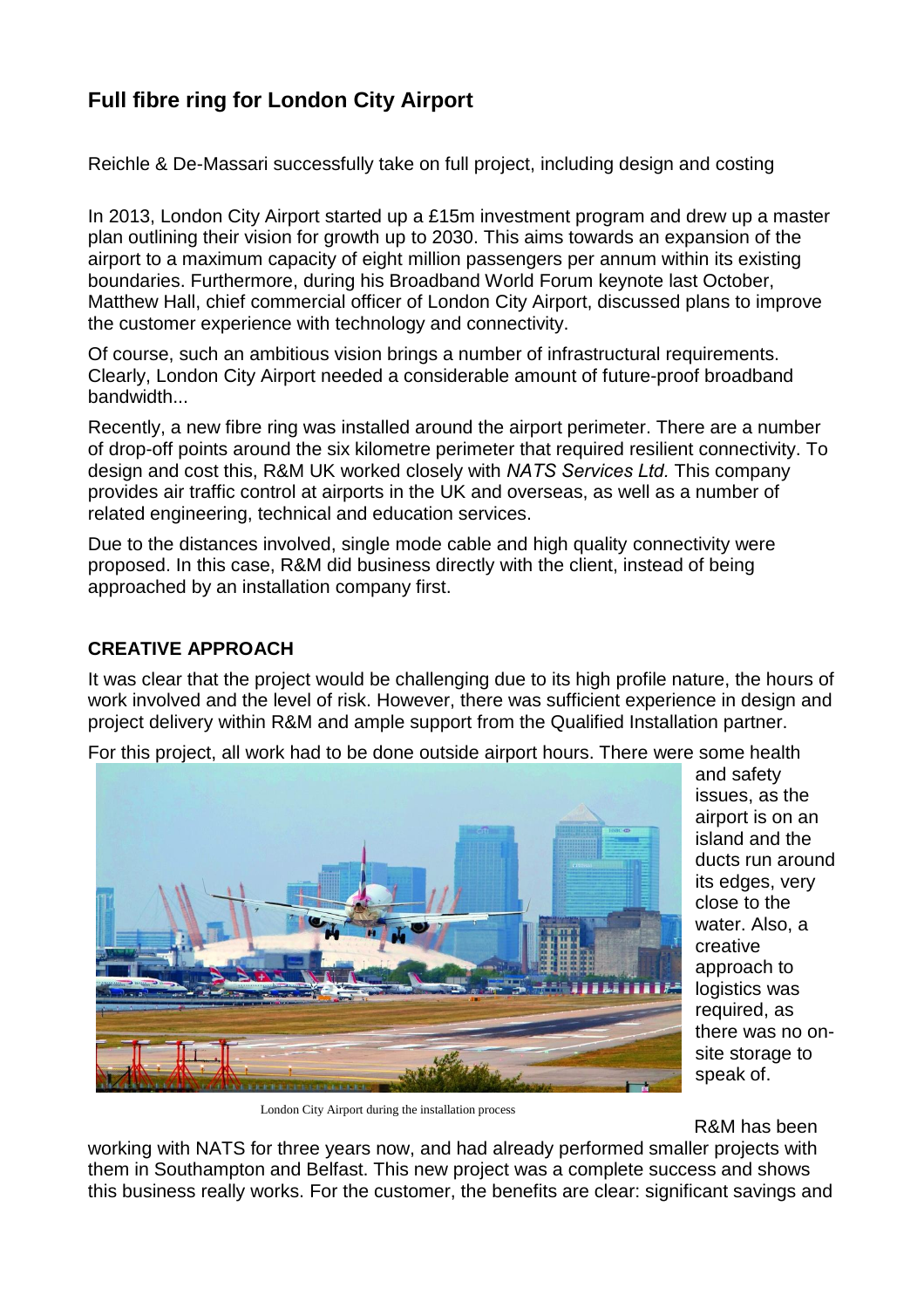# Full fibre ring for London City Airport

Reichle & De-Massari successfully take on full project, including design and costing

In 2013, London City Airport started up a £15m investment program and drew up a master plan outlining their vision for growth up to 2030. This aims towards an expansion of the airport to a maximum capacity of eight million passengers per annum within its existing boundaries. Furthermore, during his Broadband World Forum keynote last October, Matthew Hall, chief commercial officer of London City Airport, discussed plans to improve the customer experience with technology and connectivity.

Of course, such an ambitious vision brings a number of infrastructural requirements. Clearly, London City Airport needed a considerable amount of future-proof broadband bandwidth...

Recently, a new fibre ring was installed around the airport perimeter. There are a number of drop-off points around the six kilometre perimeter that required resilient connectivity. To design and cost this, R&M UK worked closely with *NATS Services Ltd.* This company provides air traffic control at airports in the UK and overseas, as well as a number of related engineering, technical and education services.

Due to the distances involved, single mode cable and high quality connectivity were proposed. In this case, R&M did business directly with the client, instead of being approached by an installation company first.

## CREATIVE APPROACH

It was clear that the project would be challenging due to its high profile nature, the hours of work involved and the level of risk. However, there was sufficient experience in design and project delivery within R&M and ample support from the Qualified Installation partner.

For this project, all work had to be done outside airport hours. There were some health and safety issues, as the airport is on an island and the ducts run around its edges, very close to the water. Also, a creative approach to logistics was required, as there was no on-site storage to speak of.

London City Airport during the installation process

R&M has been working with NATS for three years now, and had already performed smaller projects with them in Southampton and Belfast. This new project was a complete success and shows this business really works. For the customer, the benefits are clear: significant savings and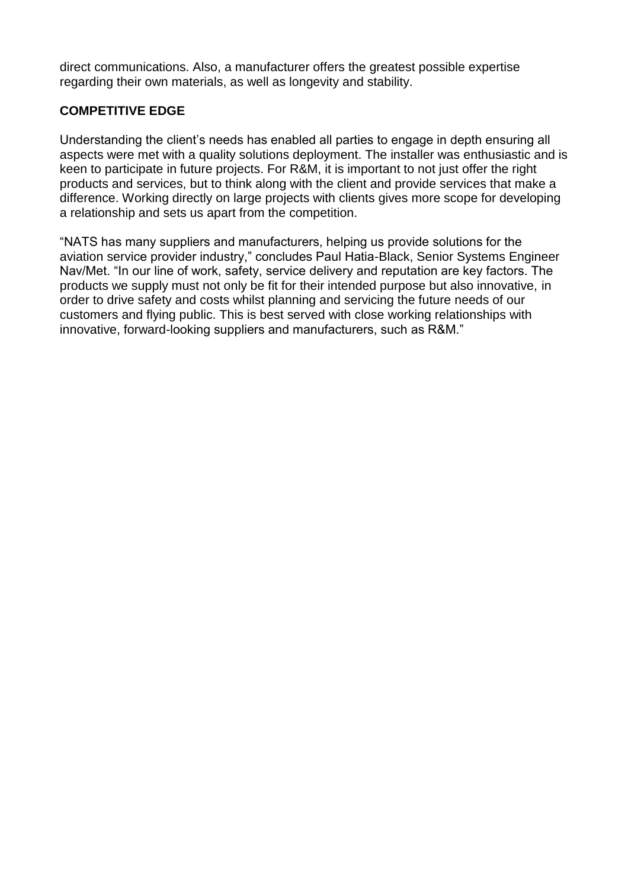direct communications. Also, a manufacturer offers the greatest possible expertise regarding their own materials, as well as longevity and stability.

## COMPETITIVE EDGE

Understanding the client's needs has enabled all parties to engage in depth ensuring all aspects were met with a quality solutions deployment. The installer was enthusiastic and is keen to participate in future projects. For R&M, it is important to not just offer the right products and services, but to think along with the client and provide services that make a difference. Working directly on large projects with clients gives more scope for developing a relationship and sets us apart from the competition.

"NATS has many suppliers and manufacturers, helping us provide solutions for the aviation service provider industry," concludes Paul Hatia-Black, Senior Systems Engineer Nav/Met. "In our line of work, safety, service delivery and reputation are key factors. The products we supply must not only be fit for their intended purpose but also innovative, in order to drive safety and costs whilst planning and servicing the future needs of our customers and flying public. This is best served with close working relationships with innovative, forward-looking suppliers and manufacturers, such as R&M."